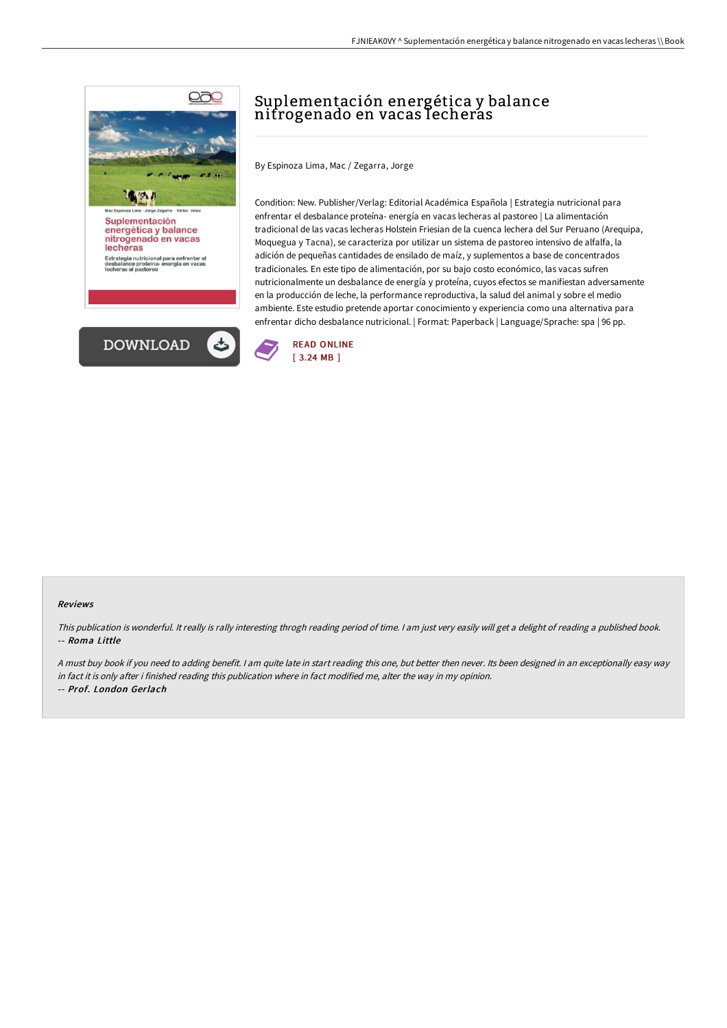# Suplementación energética y balance nitrogenado en vacas lecheras

By Espinoza Lima, Mac / Zegarra, Jorge

Condition: New. Publisher/Verlag: Editorial Académica Española | Estrategia nutricional para enfrentar el desbalance proteína- energía en vacas lecheras al pastoreo | La alimentación tradicional de las vacas lecheras Holstein Friesian de la cuenca lechera del Sur Peruano (Arequipa, Moquegua y Tacna), se caracteriza por utilizar un sistema de pastoreo intensivo de alfalfa, la adición de pequeñas cantidades de ensilado de maíz, y suplementos a base de concentrados tradicionales. En este tipo de alimentación, por su bajo costo económico, las vacas sufren nutricionalmente un desbalance de energía y proteína, cuyos efectos se manifiestan adversamente en la producción de leche, la performance reproductiva, la salud del animal y sobre el medio ambiente. Este estudio pretende aportar conocimiento y experiencia como una alternativa para enfrentar dicho desbalance nutricional. | Format: Paperback | Language/Sprache: spa | 96 pp.

READ ONLINE
[ 3.24 MB ]

### Reviews

*This publication is wonderful. It really is rally interesting throgh reading period of time. I am just very easily will get a delight of reading a published book.*
-- ***Roma Little***

*A must buy book if you need to adding benefit. I am quite late in start reading this one, but better then never. Its been designed in an exceptionally easy way in fact it is only after i finished reading this publication where in fact modified me, alter the way in my opinion.*
-- ***Prof. London Gerlach***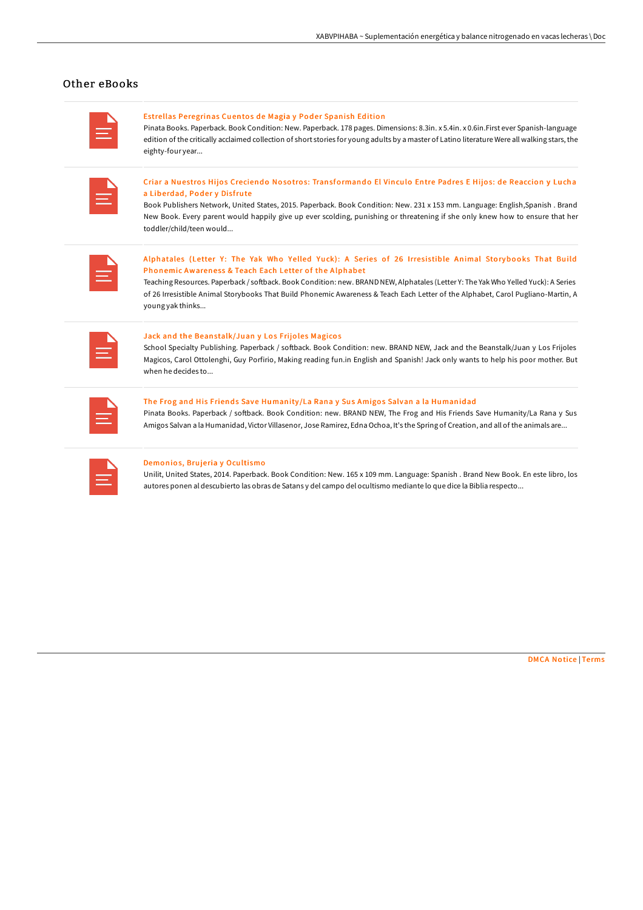## Other eBooks

### Estrellas Peregrinas Cuentos de Magia y Poder Spanish Edition

Pinata Books. Paperback. Book Condition: New. Paperback. 178 pages. Dimensions: 8.3in. x 5.4in. x 0.6in.First ever Spanish-language edition of the critically acclaimed collection of short stories for young adults by a master of Latino literature Were all walking stars, the eighty-four year...

### Criar a Nuestros Hijos Creciendo Nosotros: Transformando El Vinculo Entre Padres E Hijos: de Reaccion y Lucha a Liberdad, Poder y Disfrute

Book Publishers Network, United States, 2015. Paperback. Book Condition: New. 231 x 153 mm. Language: English,Spanish . Brand New Book. Every parent would happily give up ever scolding, punishing or threatening if she only knew how to ensure that her toddler/child/teen would...

### Alphatales (Letter Y: The Yak Who Yelled Yuck): A Series of 26 Irresistible Animal Storybooks That Build Phonemic Awareness & Teach Each Letter of the Alphabet

Teaching Resources. Paperback / softback. Book Condition: new. BRAND NEW, Alphatales (Letter Y: The Yak Who Yelled Yuck): A Series of 26 Irresistible Animal Storybooks That Build Phonemic Awareness & Teach Each Letter of the Alphabet, Carol Pugliano-Martin, A young yak thinks...

### Jack and the Beanstalk/Juan y Los Frijoles Magicos

School Specialty Publishing. Paperback / softback. Book Condition: new. BRAND NEW, Jack and the Beanstalk/Juan y Los Frijoles Magicos, Carol Ottolenghi, Guy Porfirio, Making reading fun.in English and Spanish! Jack only wants to help his poor mother. But when he decides to...

### The Frog and His Friends Save Humanity/La Rana y Sus Amigos Salvan a la Humanidad

Pinata Books. Paperback / softback. Book Condition: new. BRAND NEW, The Frog and His Friends Save Humanity/La Rana y Sus Amigos Salvan a la Humanidad, Victor Villasenor, Jose Ramirez, Edna Ochoa, It's the Spring of Creation, and all of the animals are...

### Demonios, Brujeria y Ocultismo

Unilit, United States, 2014. Paperback. Book Condition: New. 165 x 109 mm. Language: Spanish . Brand New Book. En este libro, los autores ponen al descubierto las obras de Satans y del campo del ocultismo mediante lo que dice la Biblia respecto...